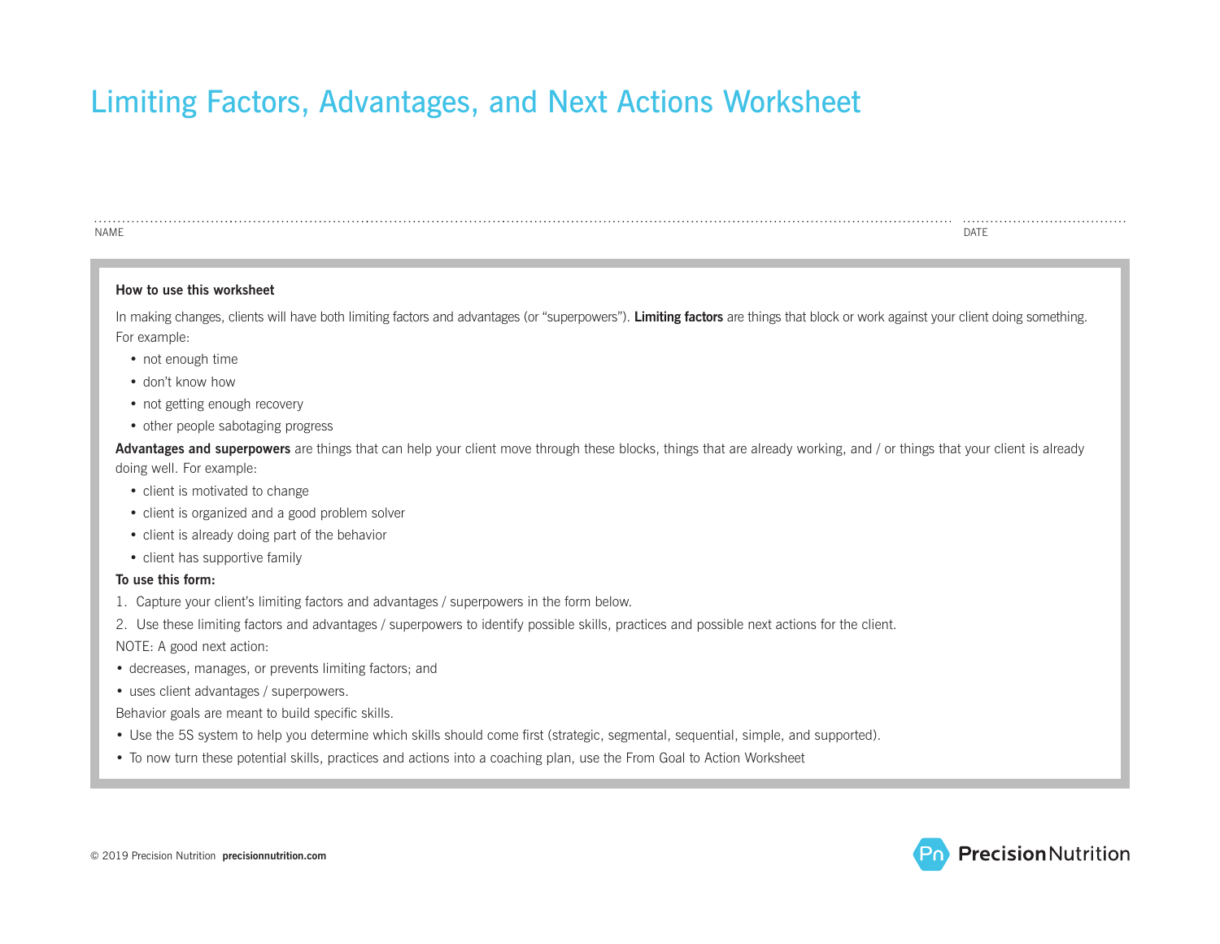# Limiting Factors, Advantages, and Next Actions Worksheet

NAME ........................................................................ DATE ........................

### How to use this worksheet

In making changes, clients will have both limiting factors and advantages (or "superpowers"). **Limiting factors** are things that block or work against your client doing something. For example:

- not enough time
- don't know how
- not getting enough recovery
- other people sabotaging progress

**Advantages and superpowers** are things that can help your client move through these blocks, things that are already working, and / or things that your client is already doing well. For example:

- client is motivated to change
- client is organized and a good problem solver
- client is already doing part of the behavior
- client has supportive family

**To use this form:**

1. Capture your client's limiting factors and advantages / superpowers in the form below.
2. Use these limiting factors and advantages / superpowers to identify possible skills, practices and possible next actions for the client.

NOTE: A good next action:

- decreases, manages, or prevents limiting factors; and
- uses client advantages / superpowers.

Behavior goals are meant to build specific skills.

- Use the 5S system to help you determine which skills should come first (strategic, segmental, sequential, simple, and supported).
- To now turn these potential skills, practices and actions into a coaching plan, use the From Goal to Action Worksheet

© 2019 Precision Nutrition **precisionnutrition.com**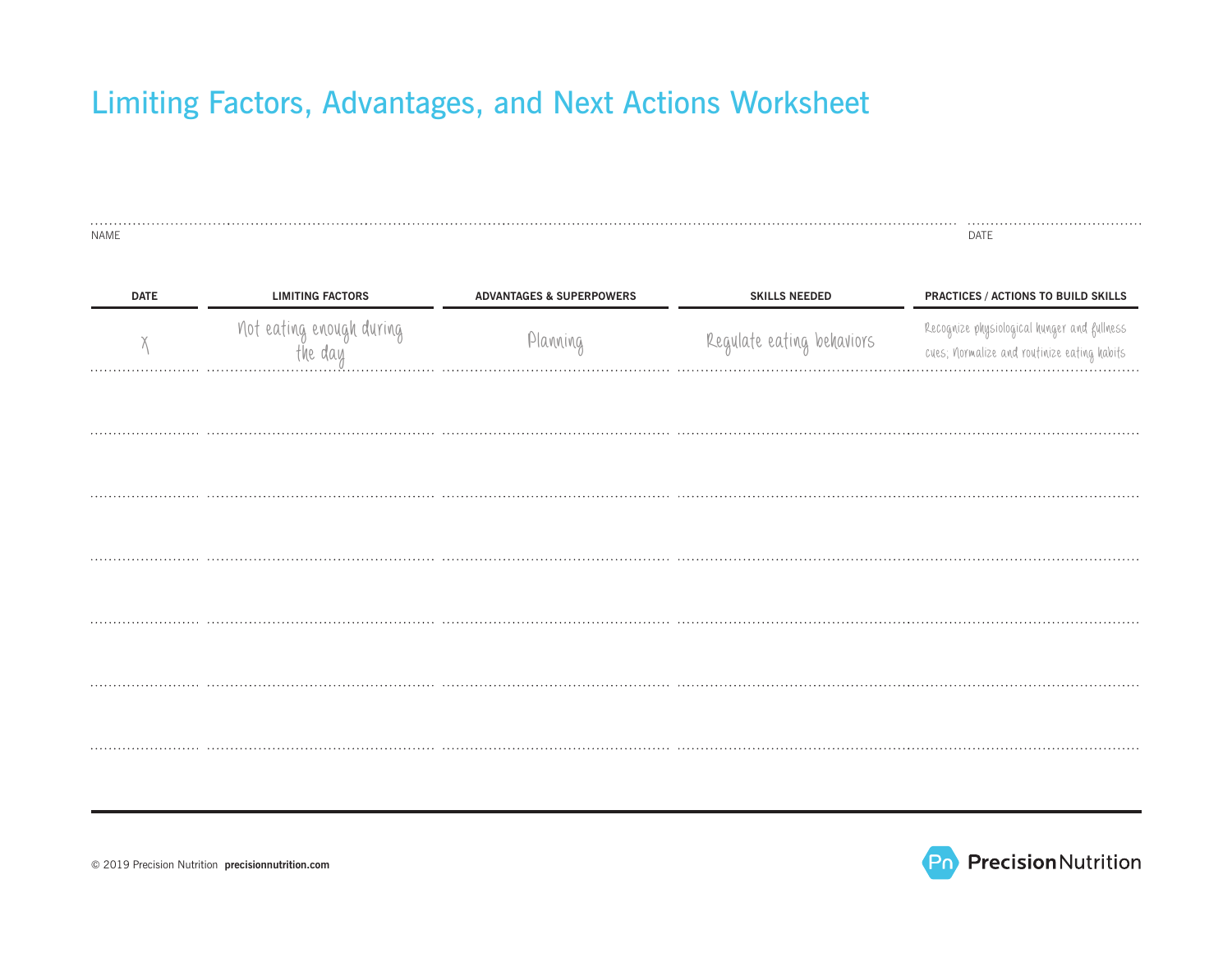# Limiting Factors, Advantages, and Next Actions Worksheet

NAME

DATE

| DATE | LIMITING FACTORS | ADVANTAGES & SUPERPOWERS | SKILLS NEEDED | PRACTICES / ACTIONS TO BUILD SKILLS |
|---|---|---|---|---|
| X | Not eating enough during the day | Planning | Regulate eating behaviors | Recognize physiological hunger and fullness cues; Normalize and routinize eating habits |
| | | | | |
| | | | | |
| | | | | |
| | | | | |
| | | | | |
| | | | | |

© 2019 Precision Nutrition **precisionnutrition.com**

Precision Nutrition